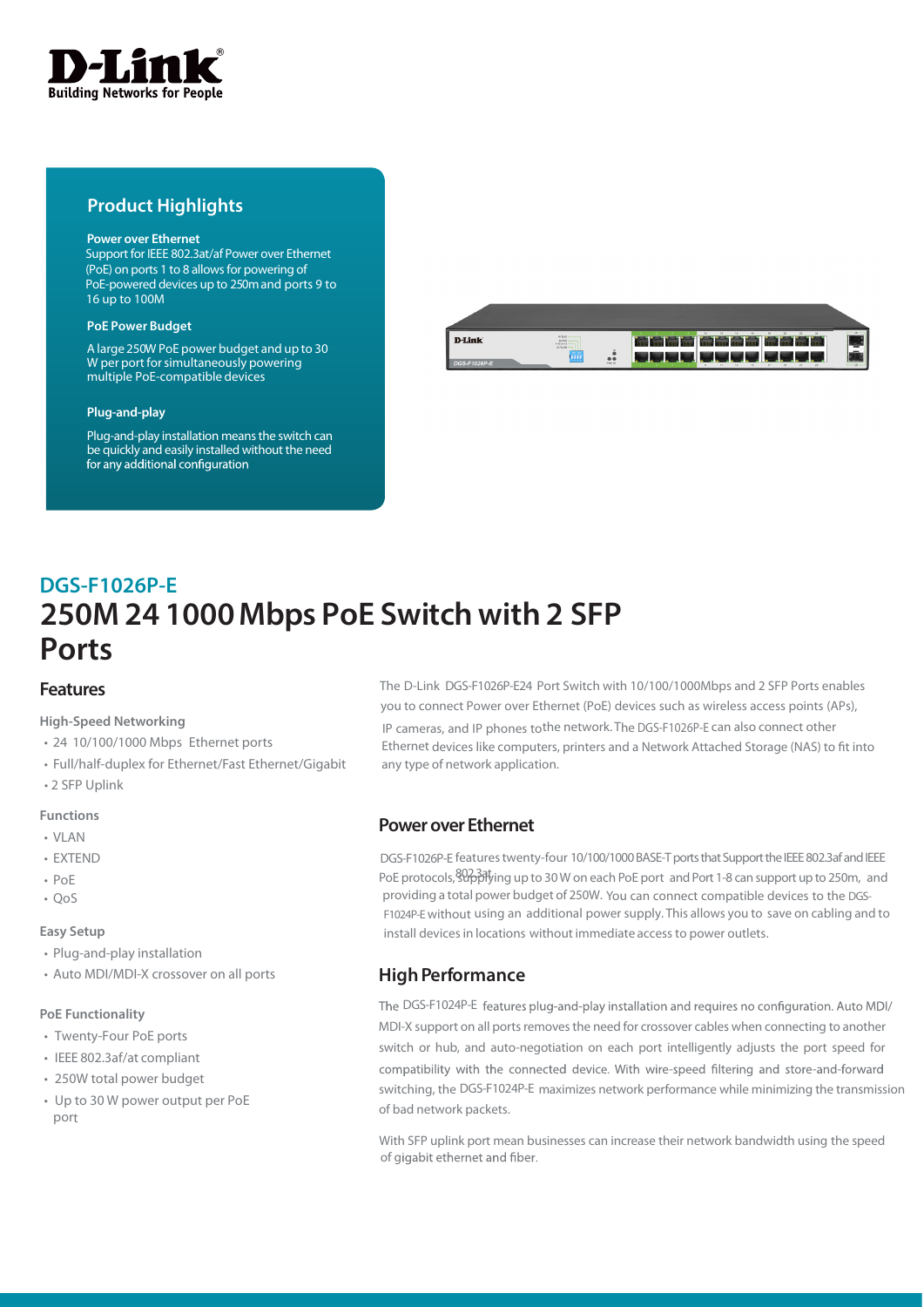## Product Highlights

**Power over Ethernet**

Support for IEEE 802.3at/af Power over Ethernet (PoE) on ports 1 to 8 allows for powering of PoE-powered devices up to 250m and ports 9 to 16 up to 100M

**PoE Power Budget**

A large 250W PoE power budget and up to 30 W per port for simultaneously powering multiple PoE-compatible devices

**Plug-and-play**

Plug-and-play installation means the switch can be quickly and easily installed without the need for any additional configuration

## DGS-F1026P-E

# 250M 24 1000 Mbps PoE Switch with 2 SFP Ports

## Features

**High-Speed Networking**

- 24 10/100/1000 Mbps Ethernet ports
- Full/half-duplex for Ethernet/Fast Ethernet/Gigabit
- 2 SFP Uplink

**Functions**

- VLAN
- EXTEND
- PoE
- QoS

**Easy Setup**

- Plug-and-play installation
- Auto MDI/MDI-X crossover on all ports

**PoE Functionality**

- Twenty-Four PoE ports
- IEEE 802.3af/at compliant
- 250W total power budget
- Up to 30 W power output per PoE port

The D-Link DGS-F1026P-E24 Port Switch with 10/100/1000Mbps and 2 SFP Ports enables you to connect Power over Ethernet (PoE) devices such as wireless access points (APs), IP cameras, and IP phones to the network. The DGS-F1026P-E can also connect other Ethernet devices like computers, printers and a Network Attached Storage (NAS) to fit into any type of network application.

## Power over Ethernet

DGS-F1026P-E features twenty-four 10/100/1000 BASE-T ports that Support the IEEE 802.3af and IEEE 802.3at PoE protocols, supplying up to 30 W on each PoE port and Port 1-8 can support up to 250m, and providing a total power budget of 250W. You can connect compatible devices to the DGS-F1024P-E without using an additional power supply. This allows you to save on cabling and to install devices in locations without immediate access to power outlets.

## High Performance

The DGS-F1024P-E features plug-and-play installation and requires no configuration. Auto MDI/MDI-X support on all ports removes the need for crossover cables when connecting to another switch or hub, and auto-negotiation on each port intelligently adjusts the port speed for compatibility with the connected device. With wire-speed filtering and store-and-forward switching, the DGS-F1024P-E maximizes network performance while minimizing the transmission of bad network packets.

With SFP uplink port mean businesses can increase their network bandwidth using the speed of gigabit ethernet and fiber.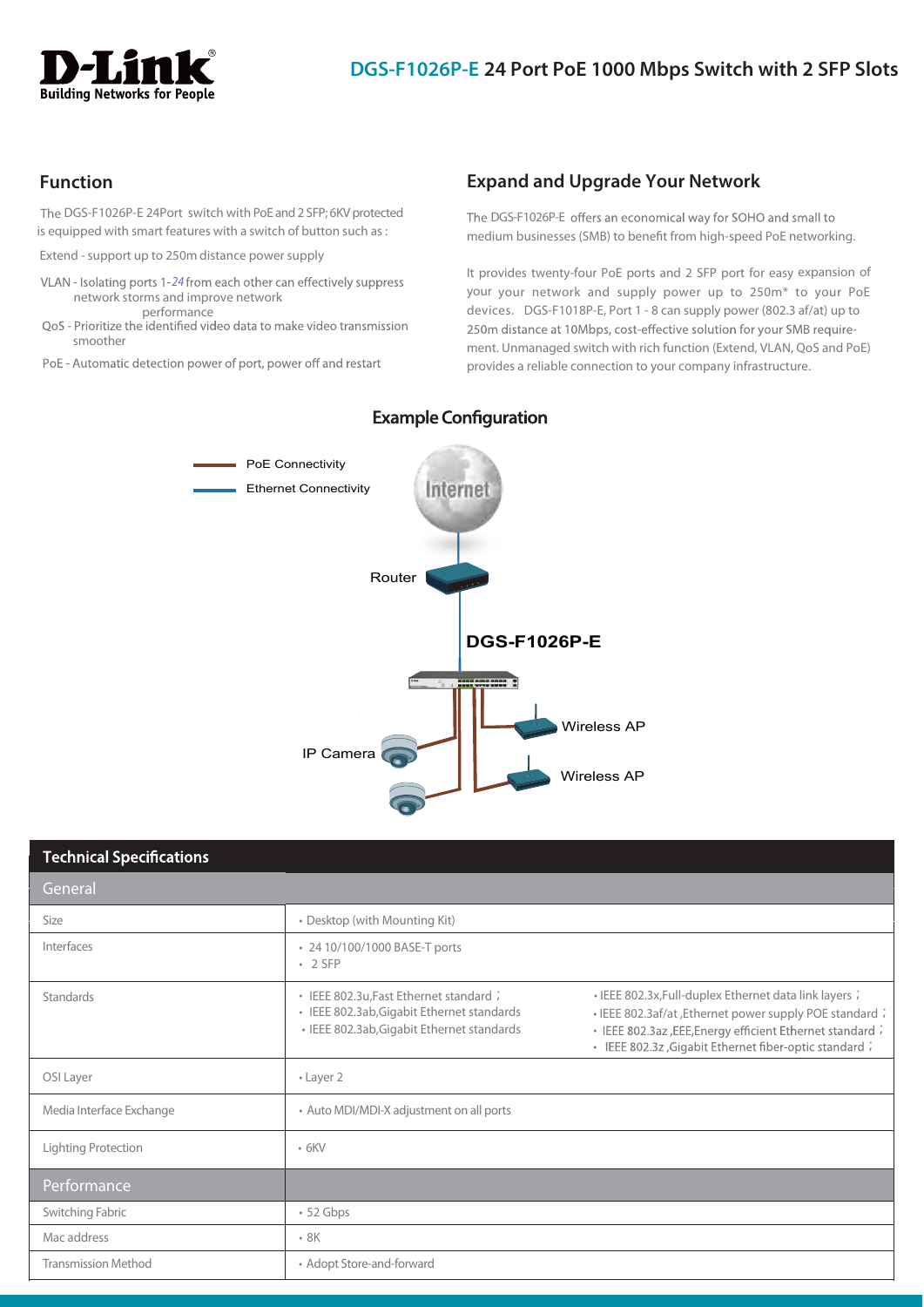# DGS-F1026P-E 24 Port PoE 1000 Mbps Switch with 2 SFP Slots

## Function

The DGS-F1026P-E 24Port switch with PoE and 2 SFP; 6KV protected is equipped with smart features with a switch of button such as :

Extend - support up to 250m distance power supply

VLAN - Isolating ports 1-24 from each other can effectively suppress network storms and improve network performance

QoS - Prioritize the identified video data to make video transmission smoother

PoE - Automatic detection power of port, power off and restart

## Expand and Upgrade Your Network

The DGS-F1026P-E offers an economical way for SOHO and small to medium businesses (SMB) to benefit from high-speed PoE networking.

It provides twenty-four PoE ports and 2 SFP port for easy expansion of your your network and supply power up to 250m* to your PoE devices. DGS-F1018P-E, Port 1 - 8 can supply power (802.3 af/at) up to 250m distance at 10Mbps, cost-effective solution for your SMB requirement. Unmanaged switch with rich function (Extend, VLAN, QoS and PoE) provides a reliable connection to your company infrastructure.

## Example Configuration

PoE Connectivity
Ethernet Connectivity
Internet
Router
DGS-F1026P-E
Wireless AP
IP Camera
Wireless AP

## Technical Specifications

| | |
|---|---|
| **General** | |
| Size | • Desktop (with Mounting Kit) |
| Interfaces | • 24 10/100/1000 BASE-T ports<br>• 2 SFP |
| Standards | • IEEE 802.3u,Fast Ethernet standard ;<br>• IEEE 802.3ab,Gigabit Ethernet standards<br>• IEEE 802.3ab,Gigabit Ethernet standards<br>• IEEE 802.3x,Full-duplex Ethernet data link layers ;<br>• IEEE 802.3af/at ,Ethernet power supply POE standard ;<br>• IEEE 802.3az ,EEE,Energy efficient Ethernet standard ;<br>• IEEE 802.3z ,Gigabit Ethernet fiber-optic standard ; |
| OSI Layer | • Layer 2 |
| Media Interface Exchange | • Auto MDI/MDI-X adjustment on all ports |
| Lighting Protection | • 6KV |
| **Performance** | |
| Switching Fabric | • 52 Gbps |
| Mac address | • 8K |
| Transmission Method | • Adopt Store-and-forward |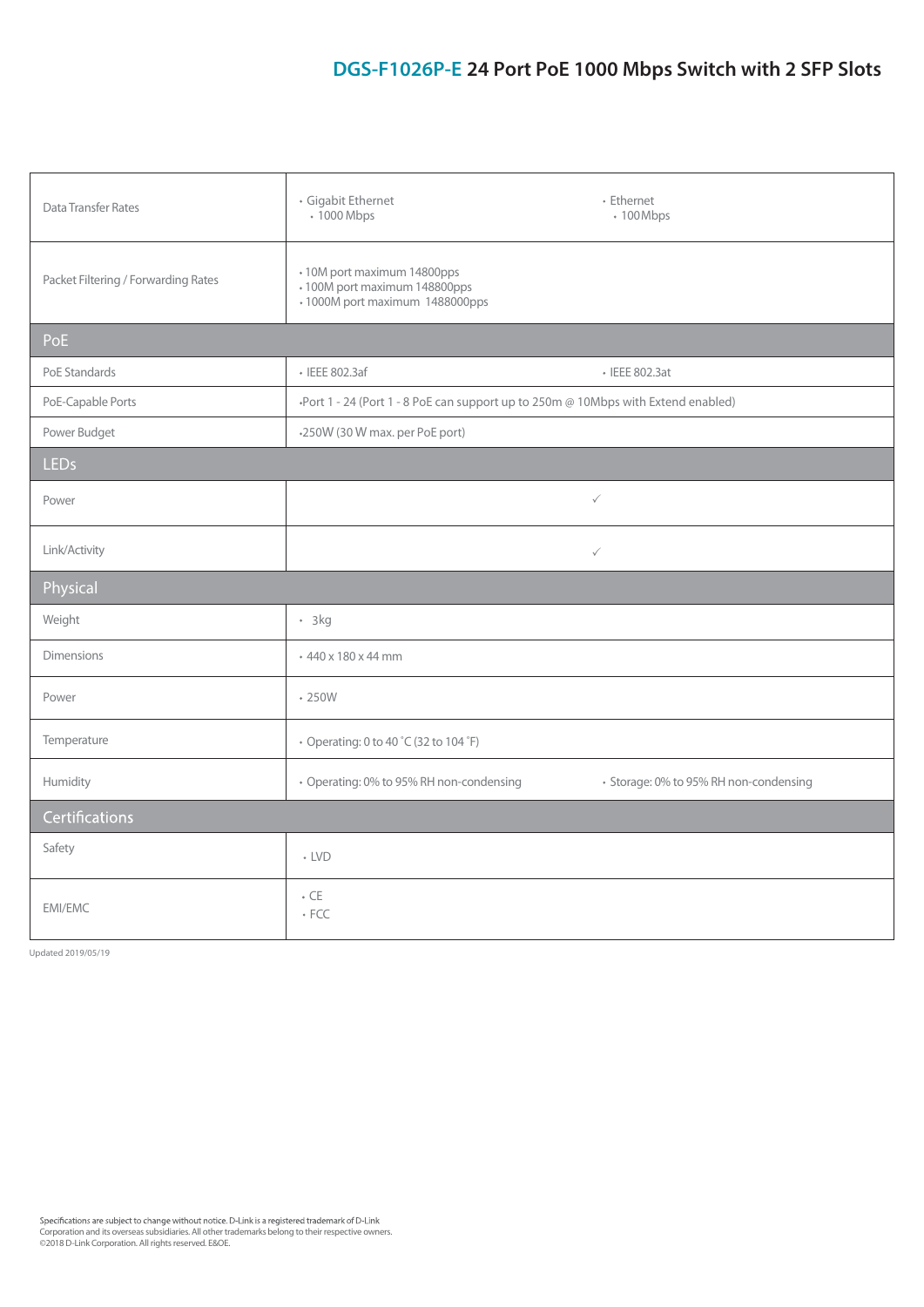# DGS-F1026P-E 24 Port PoE 1000 Mbps Switch with 2 SFP Slots

| | | |
|---|---|---|
| Data Transfer Rates | • Gigabit Ethernet<br>• 1000 Mbps | • Ethernet<br>• 100Mbps |
| Packet Filtering / Forwarding Rates | • 10M port maximum 14800pps<br>• 100M port maximum 148800pps<br>• 1000M port maximum 1488000pps | |
| **PoE** | | |
| PoE Standards | • IEEE 802.3af | • IEEE 802.3at |
| PoE-Capable Ports | •Port 1 - 24 (Port 1 - 8 PoE can support up to 250m @ 10Mbps with Extend enabled) | |
| Power Budget | •250W (30 W max. per PoE port) | |
| **LEDs** | | |
| Power | ✓ | |
| Link/Activity | ✓ | |
| **Physical** | | |
| Weight | • 3kg | |
| Dimensions | • 440 x 180 x 44 mm | |
| Power | • 250W | |
| Temperature | • Operating: 0 to 40 ˚C (32 to 104 ˚F) | |
| Humidity | • Operating: 0% to 95% RH non-condensing | • Storage: 0% to 95% RH non-condensing |
| **Certifications** | | |
| Safety | • LVD | |
| EMI/EMC | • CE<br>• FCC | |

Updated 2019/05/19

Specifications are subject to change without notice. D-Link is a registered trademark of D-Link Corporation and its overseas subsidiaries. All other trademarks belong to their respective owners. ©2018 D-Link Corporation. All rights reserved. E&OE.